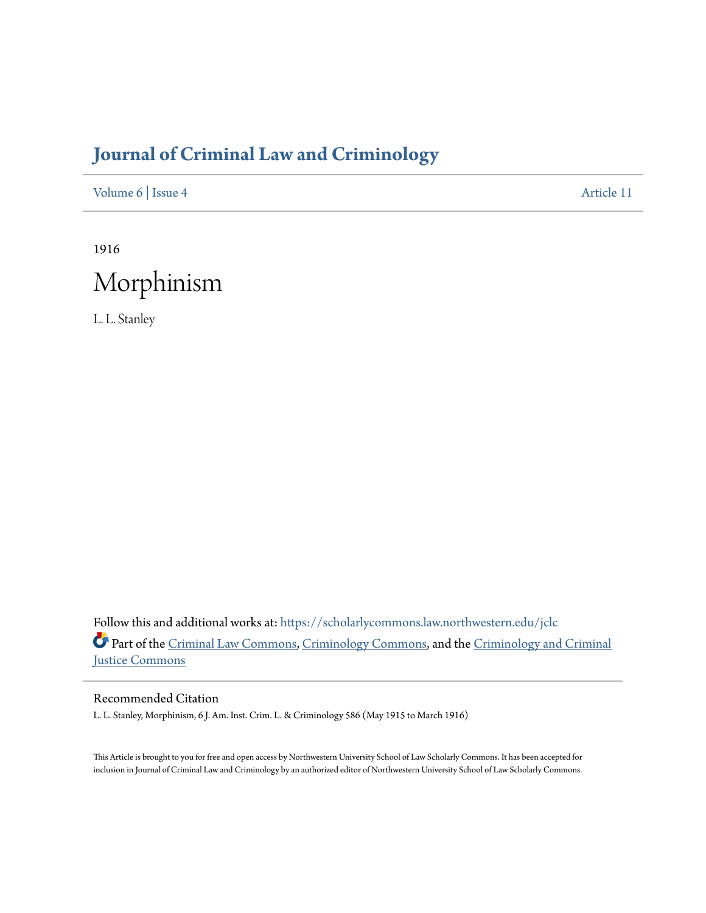# Journal of Criminal Law and Criminology

Volume 6 | Issue 4 Article 11

1916

# Morphinism

L. L. Stanley

Follow this and additional works at: https://scholarlycommons.law.northwestern.edu/jclc

Part of the Criminal Law Commons, Criminology Commons, and the Criminology and Criminal Justice Commons

## Recommended Citation

L. L. Stanley, Morphinism, 6 J. Am. Inst. Crim. L. & Criminology 586 (May 1915 to March 1916)

This Article is brought to you for free and open access by Northwestern University School of Law Scholarly Commons. It has been accepted for inclusion in Journal of Criminal Law and Criminology by an authorized editor of Northwestern University School of Law Scholarly Commons.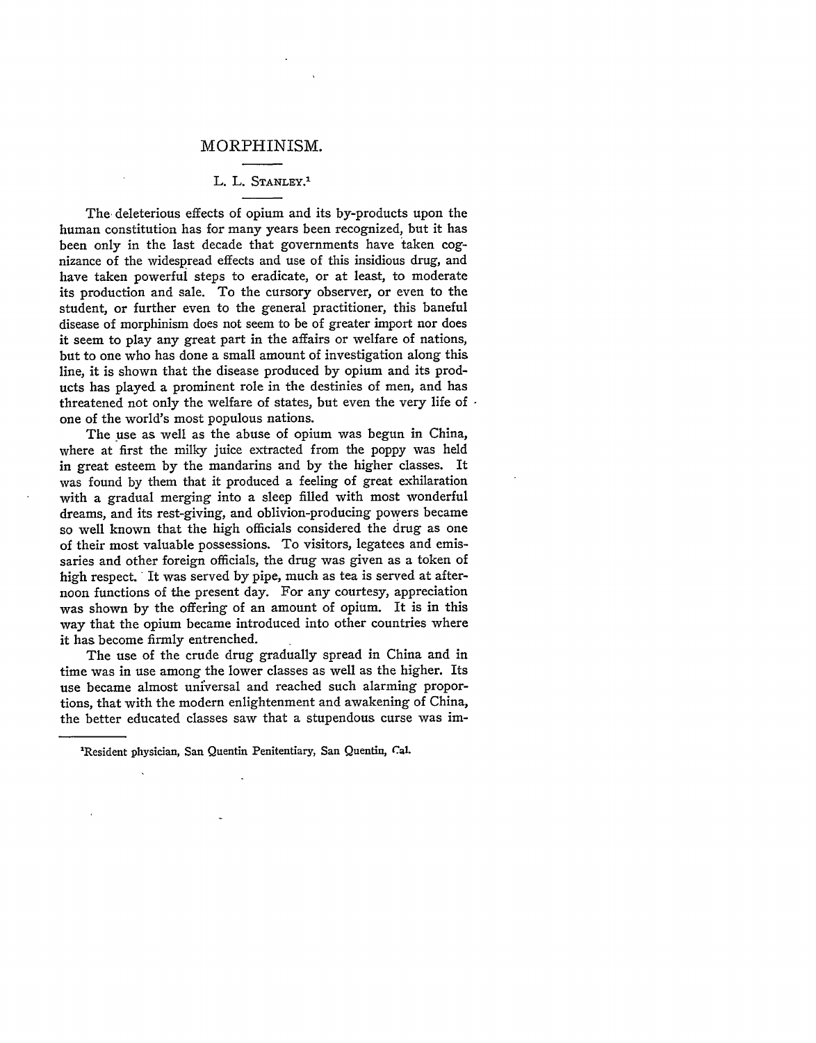# MORPHINISM.

L. L. Stanley.[1]

The deleterious effects of opium and its by-products upon the human constitution has for many years been recognized, but it has been only in the last decade that governments have taken cognizance of the widespread effects and use of this insidious drug, and have taken powerful steps to eradicate, or at least, to moderate its production and sale. To the cursory observer, or even to the student, or further even to the general practitioner, this baneful disease of morphinism does not seem to be of greater import nor does it seem to play any great part in the affairs or welfare of nations, but to one who has done a small amount of investigation along this line, it is shown that the disease produced by opium and its products has played a prominent role in the destinies of men, and has threatened not only the welfare of states, but even the very life of one of the world's most populous nations.

The use as well as the abuse of opium was begun in China, where at first the milky juice extracted from the poppy was held in great esteem by the mandarins and by the higher classes. It was found by them that it produced a feeling of great exhilaration with a gradual merging into a sleep filled with most wonderful dreams, and its rest-giving, and oblivion-producing powers became so well known that the high officials considered the drug as one of their most valuable possessions. To visitors, legatees and emissaries and other foreign officials, the drug was given as a token of high respect. It was served by pipe, much as tea is served at afternoon functions of the present day. For any courtesy, appreciation was shown by the offering of an amount of opium. It is in this way that the opium became introduced into other countries where it has become firmly entrenched.

The use of the crude drug gradually spread in China and in time was in use among the lower classes as well as the higher. Its use became almost universal and reached such alarming proportions, that with the modern enlightenment and awakening of China, the better educated classes saw that a stupendous curse was im-

---

[1]Resident physician, San Quentin Penitentiary, San Quentin, Cal.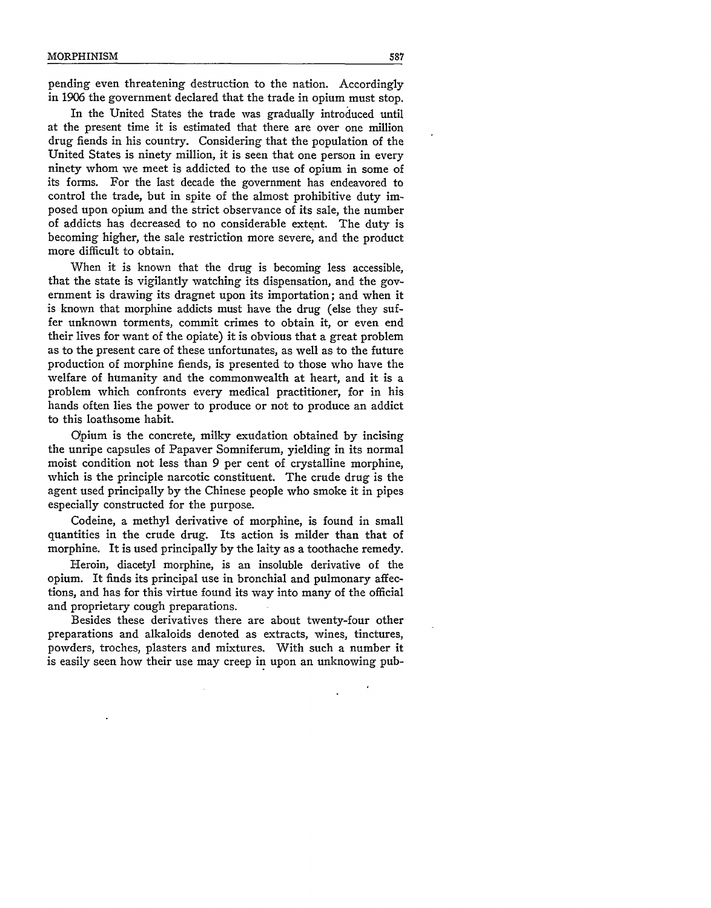pending even threatening destruction to the nation. Accordingly in 1906 the government declared that the trade in opium must stop.

In the United States the trade was gradually introduced until at the present time it is estimated that there are over one million drug fiends in his country. Considering that the population of the United States is ninety million, it is seen that one person in every ninety whom we meet is addicted to the use of opium in some of its forms. For the last decade the government has endeavored to control the trade, but in spite of the almost prohibitive duty imposed upon opium and the strict observance of its sale, the number of addicts has decreased to no considerable extent. The duty is becoming higher, the sale restriction more severe, and the product more difficult to obtain.

When it is known that the drug is becoming less accessible, that the state is vigilantly watching its dispensation, and the government is drawing its dragnet upon its importation; and when it is known that morphine addicts must have the drug (else they suffer unknown torments, commit crimes to obtain it, or even end their lives for want of the opiate) it is obvious that a great problem as to the present care of these unfortunates, as well as to the future production of morphine fiends, is presented to those who have the welfare of humanity and the commonwealth at heart, and it is a problem which confronts every medical practitioner, for in his hands often lies the power to produce or not to produce an addict to this loathsome habit.

Opium is the concrete, milky exudation obtained by incising the unripe capsules of Papaver Somniferum, yielding in its normal moist condition not less than 9 per cent of crystalline morphine, which is the principle narcotic constituent. The crude drug is the agent used principally by the Chinese people who smoke it in pipes especially constructed for the purpose.

Codeine, a methyl derivative of morphine, is found in small quantities in the crude drug. Its action is milder than that of morphine. It is used principally by the laity as a toothache remedy.

Heroin, diacetyl morphine, is an insoluble derivative of the opium. It finds its principal use in bronchial and pulmonary affections, and has for this virtue found its way into many of the official and proprietary cough preparations.

Besides these derivatives there are about twenty-four other preparations and alkaloids denoted as extracts, wines, tinctures, powders, troches, plasters and mixtures. With such a number it is easily seen how their use may creep in upon an unknowing pub-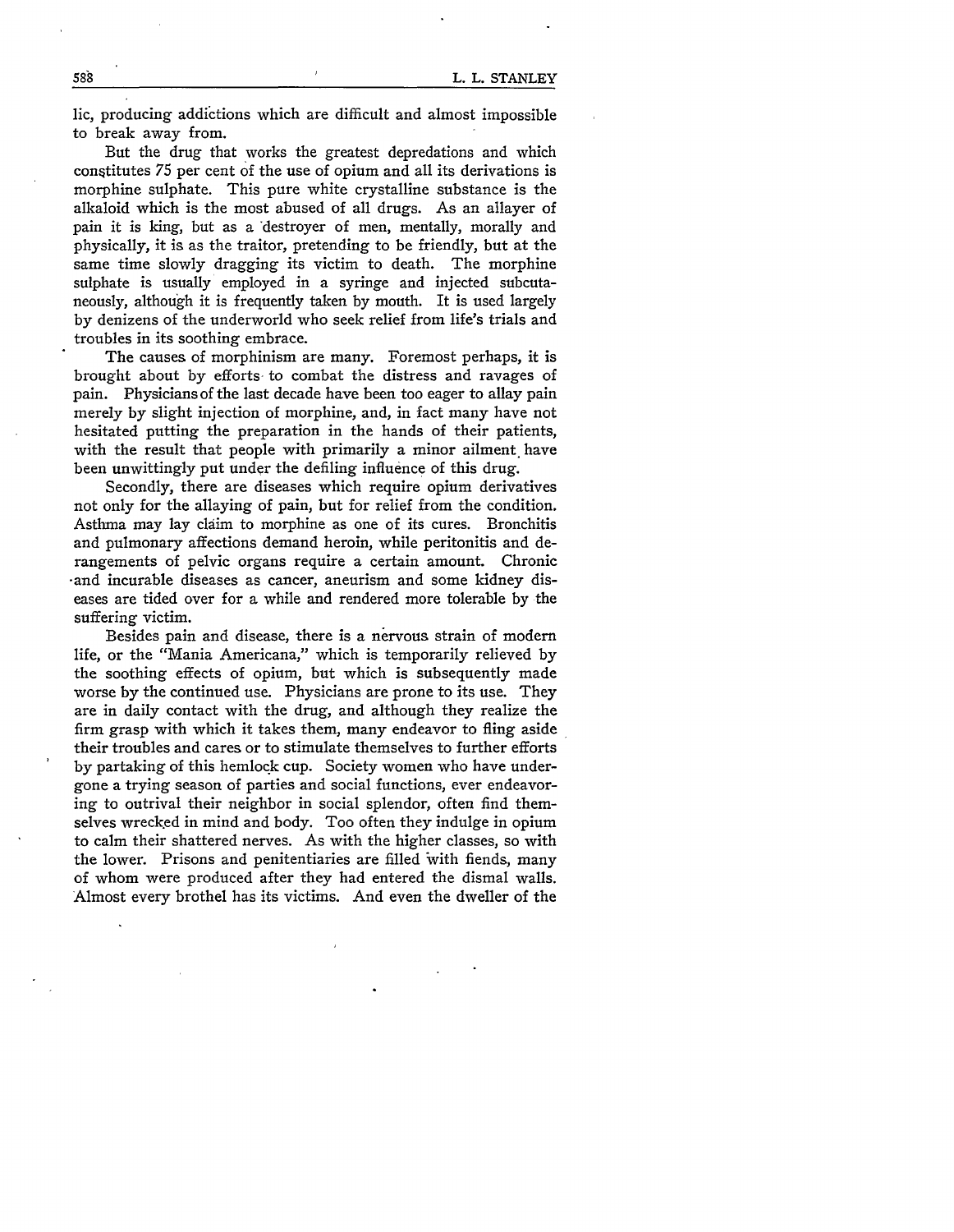lic, producing addictions which are difficult and almost impossible to break away from.

But the drug that works the greatest depredations and which constitutes 75 per cent of the use of opium and all its derivations is morphine sulphate. This pure white crystalline substance is the alkaloid which is the most abused of all drugs. As an allayer of pain it is king, but as a destroyer of men, mentally, morally and physically, it is as the traitor, pretending to be friendly, but at the same time slowly dragging its victim to death. The morphine sulphate is usually employed in a syringe and injected subcutaneously, although it is frequently taken by mouth. It is used largely by denizens of the underworld who seek relief from life's trials and troubles in its soothing embrace.

The causes of morphinism are many. Foremost perhaps, it is brought about by efforts to combat the distress and ravages of pain. Physicians of the last decade have been too eager to allay pain merely by slight injection of morphine, and, in fact many have not hesitated putting the preparation in the hands of their patients, with the result that people with primarily a minor ailment have been unwittingly put under the defiling influence of this drug.

Secondly, there are diseases which require opium derivatives not only for the allaying of pain, but for relief from the condition. Asthma may lay claim to morphine as one of its cures. Bronchitis and pulmonary affections demand heroin, while peritonitis and derangements of pelvic organs require a certain amount. Chronic and incurable diseases as cancer, aneurism and some kidney diseases are tided over for a while and rendered more tolerable by the suffering victim.

Besides pain and disease, there is a nervous strain of modern life, or the "Mania Americana," which is temporarily relieved by the soothing effects of opium, but which is subsequently made worse by the continued use. Physicians are prone to its use. They are in daily contact with the drug, and although they realize the firm grasp with which it takes them, many endeavor to fling aside their troubles and cares or to stimulate themselves to further efforts by partaking of this hemlock cup. Society women who have undergone a trying season of parties and social functions, ever endeavoring to outrival their neighbor in social splendor, often find themselves wrecked in mind and body. Too often they indulge in opium to calm their shattered nerves. As with the higher classes, so with the lower. Prisons and penitentiaries are filled with fiends, many of whom were produced after they had entered the dismal walls. Almost every brothel has its victims. And even the dweller of the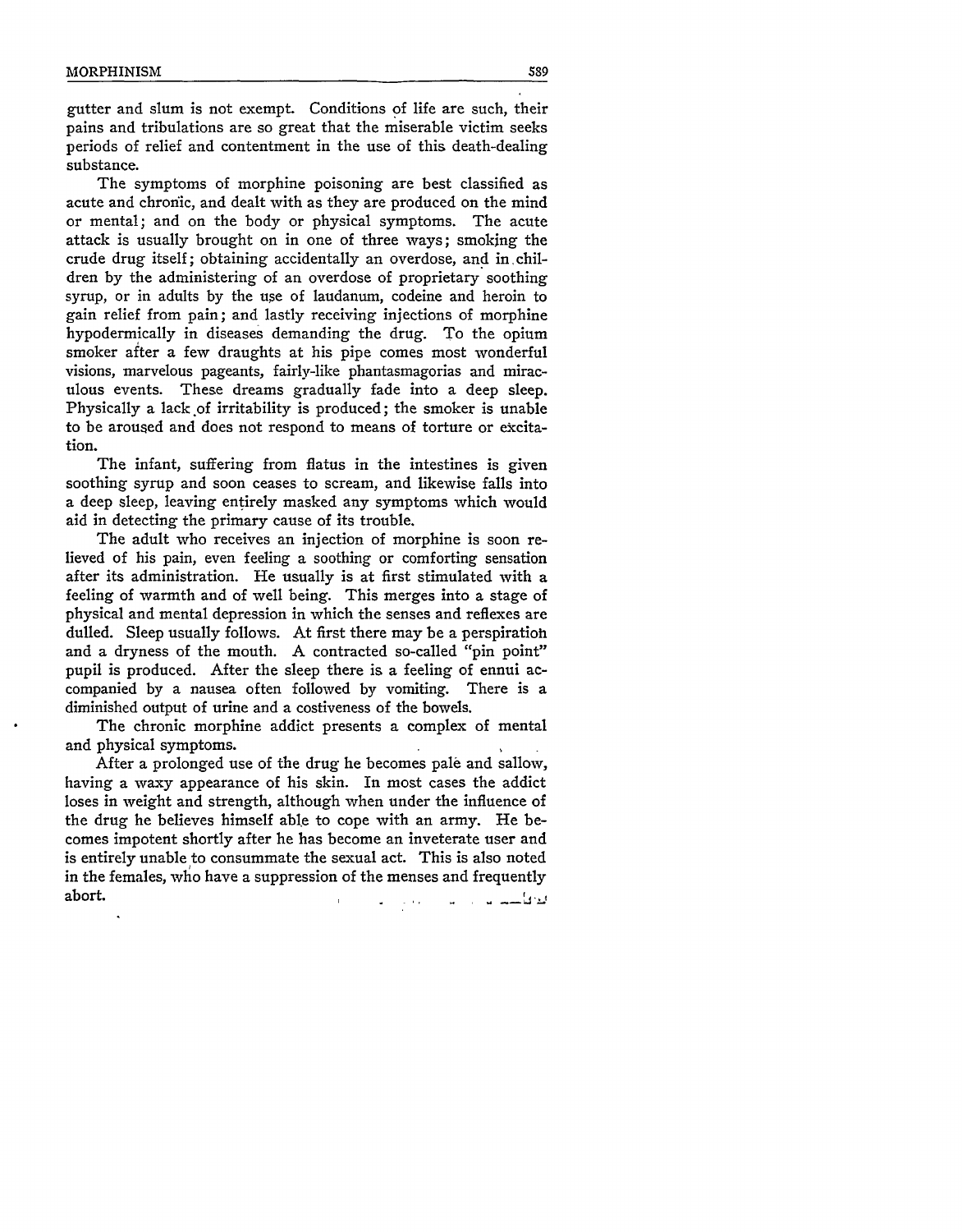gutter and slum is not exempt. Conditions of life are such, their pains and tribulations are so great that the miserable victim seeks periods of relief and contentment in the use of this death-dealing substance.

The symptoms of morphine poisoning are best classified as acute and chronic, and dealt with as they are produced on the mind or mental; and on the body or physical symptoms. The acute attack is usually brought on in one of three ways; smoking the crude drug itself; obtaining accidentally an overdose, and in children by the administering of an overdose of proprietary soothing syrup, or in adults by the use of laudanum, codeine and heroin to gain relief from pain; and lastly receiving injections of morphine hypodermically in diseases demanding the drug. To the opium smoker after a few draughts at his pipe comes most wonderful visions, marvelous pageants, fairly-like phantasmagorias and miraculous events. These dreams gradually fade into a deep sleep. Physically a lack of irritability is produced; the smoker is unable to be aroused and does not respond to means of torture or excitation.

The infant, suffering from flatus in the intestines is given soothing syrup and soon ceases to scream, and likewise falls into a deep sleep, leaving entirely masked any symptoms which would aid in detecting the primary cause of its trouble.

The adult who receives an injection of morphine is soon relieved of his pain, even feeling a soothing or comforting sensation after its administration. He usually is at first stimulated with a feeling of warmth and of well being. This merges into a stage of physical and mental depression in which the senses and reflexes are dulled. Sleep usually follows. At first there may be a perspiration and a dryness of the mouth. A contracted so-called "pin point" pupil is produced. After the sleep there is a feeling of ennui accompanied by a nausea often followed by vomiting. There is a diminished output of urine and a costiveness of the bowels.

The chronic morphine addict presents a complex of mental and physical symptoms.

After a prolonged use of the drug he becomes pale and sallow, having a waxy appearance of his skin. In most cases the addict loses in weight and strength, although when under the influence of the drug he believes himself able to cope with an army. He becomes impotent shortly after he has become an inveterate user and is entirely unable to consummate the sexual act. This is also noted in the females, who have a suppression of the menses and frequently abort.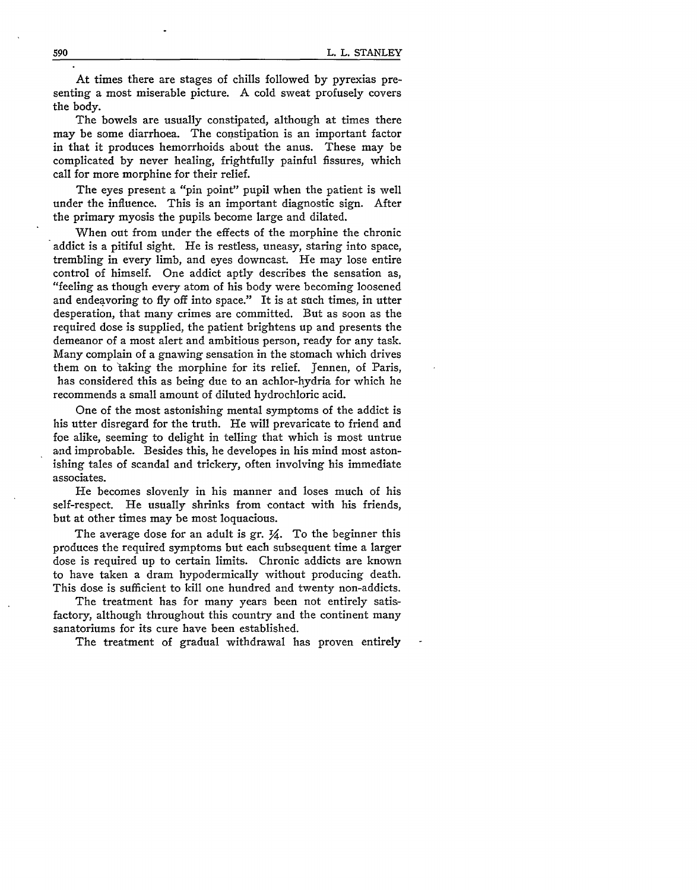At times there are stages of chills followed by pyrexias presenting a most miserable picture. A cold sweat profusely covers the body.

The bowels are usually constipated, although at times there may be some diarrhoea. The constipation is an important factor in that it produces hemorrhoids about the anus. These may be complicated by never healing, frightfully painful fissures, which call for more morphine for their relief.

The eyes present a "pin point" pupil when the patient is well under the influence. This is an important diagnostic sign. After the primary myosis the pupils become large and dilated.

When out from under the effects of the morphine the chronic addict is a pitiful sight. He is restless, uneasy, staring into space, trembling in every limb, and eyes downcast. He may lose entire control of himself. One addict aptly describes the sensation as, "feeling as though every atom of his body were becoming loosened and endeavoring to fly off into space." It is at such times, in utter desperation, that many crimes are committed. But as soon as the required dose is supplied, the patient brightens up and presents the demeanor of a most alert and ambitious person, ready for any task. Many complain of a gnawing sensation in the stomach which drives them on to taking the morphine for its relief. Jennen, of Paris, has considered this as being due to an achlor-hydria for which he recommends a small amount of diluted hydrochloric acid.

One of the most astonishing mental symptoms of the addict is his utter disregard for the truth. He will prevaricate to friend and foe alike, seeming to delight in telling that which is most untrue and improbable. Besides this, he developes in his mind most astonishing tales of scandal and trickery, often involving his immediate associates.

He becomes slovenly in his manner and loses much of his self-respect. He usually shrinks from contact with his friends, but at other times may be most loquacious.

The average dose for an adult is gr. ¼. To the beginner this produces the required symptoms but each subsequent time a larger dose is required up to certain limits. Chronic addicts are known to have taken a dram hypodermically without producing death. This dose is sufficient to kill one hundred and twenty non-addicts.

The treatment has for many years been not entirely satisfactory, although throughout this country and the continent many sanatoriums for its cure have been established.

The treatment of gradual withdrawal has proven entirely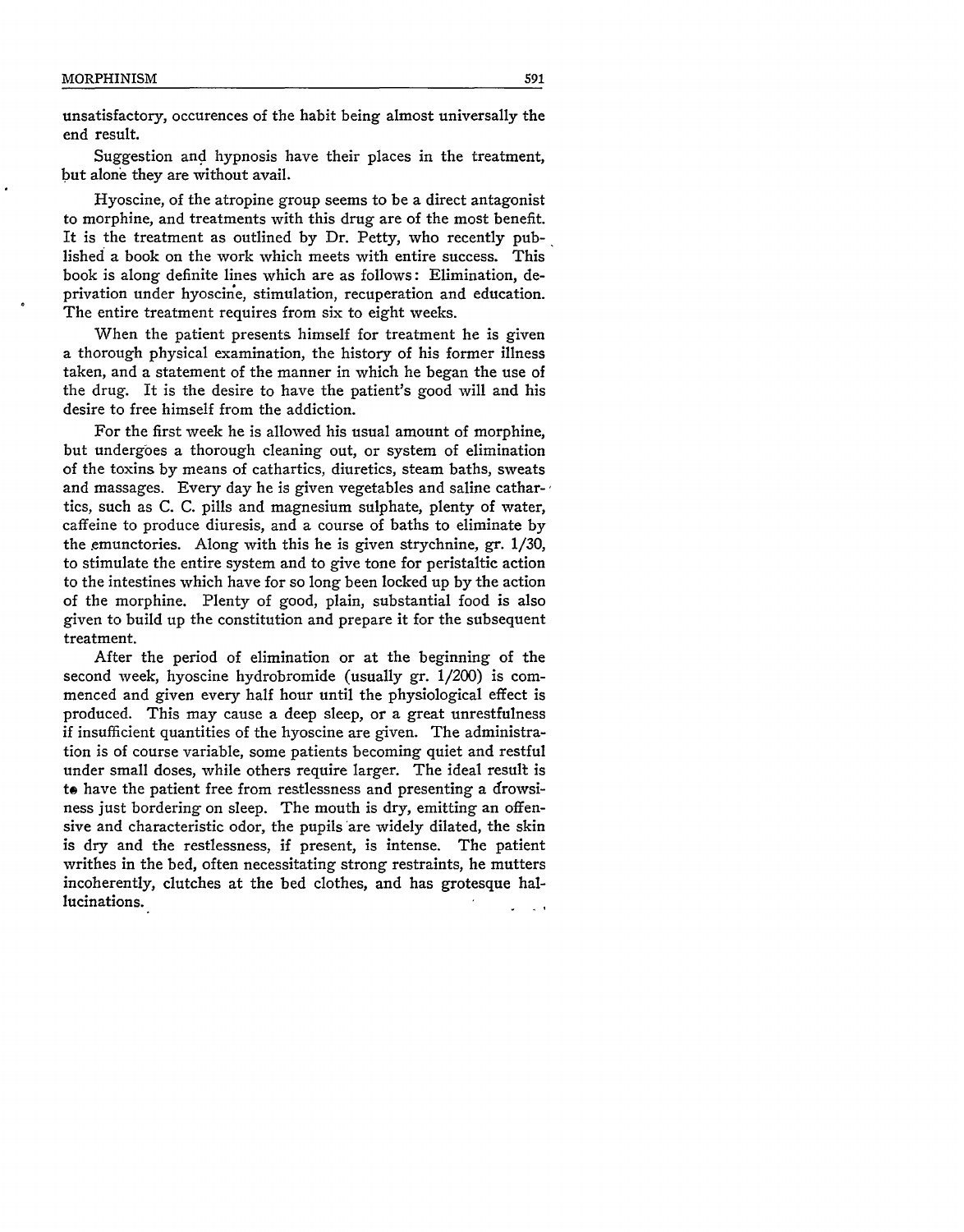unsatisfactory, occurences of the habit being almost universally the end result.

Suggestion and hypnosis have their places in the treatment, but alone they are without avail.

Hyoscine, of the atropine group seems to be a direct antagonist to morphine, and treatments with this drug are of the most benefit. It is the treatment as outlined by Dr. Petty, who recently published a book on the work which meets with entire success. This book is along definite lines which are as follows: Elimination, deprivation under hyoscine, stimulation, recuperation and education. The entire treatment requires from six to eight weeks.

When the patient presents himself for treatment he is given a thorough physical examination, the history of his former illness taken, and a statement of the manner in which he began the use of the drug. It is the desire to have the patient's good will and his desire to free himself from the addiction.

For the first week he is allowed his usual amount of morphine, but undergoes a thorough cleaning out, or system of elimination of the toxins by means of cathartics, diuretics, steam baths, sweats and massages. Every day he is given vegetables and saline cathartics, such as C. C. pills and magnesium sulphate, plenty of water, caffeine to produce diuresis, and a course of baths to eliminate by the emunctories. Along with this he is given strychnine, gr. 1/30, to stimulate the entire system and to give tone for peristaltic action to the intestines which have for so long been locked up by the action of the morphine. Plenty of good, plain, substantial food is also given to build up the constitution and prepare it for the subsequent treatment.

After the period of elimination or at the beginning of the second week, hyoscine hydrobromide (usually gr. 1/200) is commenced and given every half hour until the physiological effect is produced. This may cause a deep sleep, or a great unrestfulness if insufficient quantities of the hyoscine are given. The administration is of course variable, some patients becoming quiet and restful under small doses, while others require larger. The ideal result is to have the patient free from restlessness and presenting a drowsiness just bordering on sleep. The mouth is dry, emitting an offensive and characteristic odor, the pupils are widely dilated, the skin is dry and the restlessness, if present, is intense. The patient writhes in the bed, often necessitating strong restraints, he mutters incoherently, clutches at the bed clothes, and has grotesque hallucinations.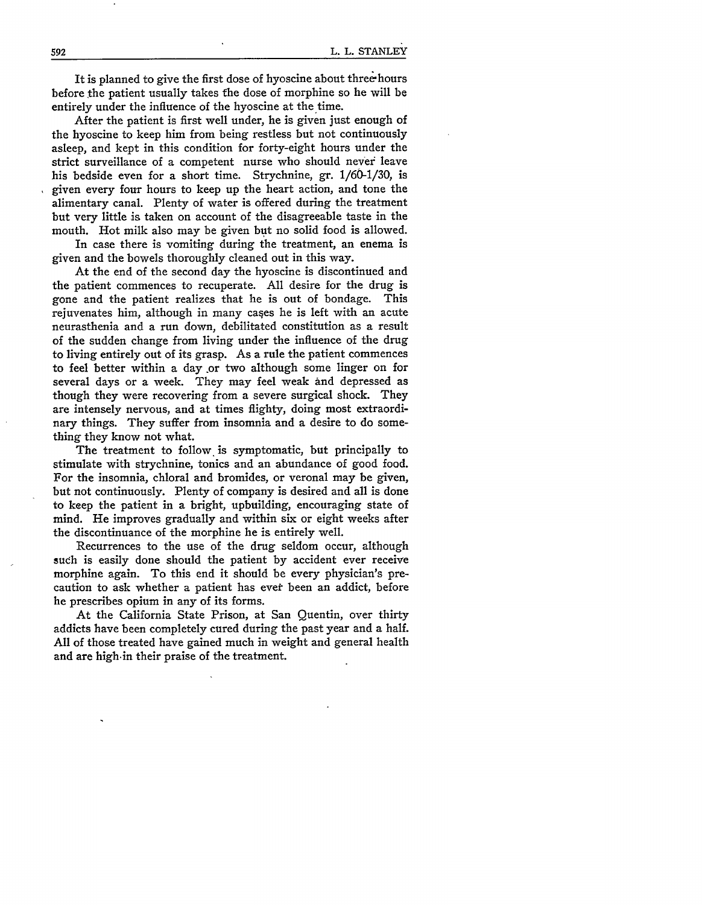It is planned to give the first dose of hyoscine about three hours before the patient usually takes the dose of morphine so he will be entirely under the influence of the hyoscine at the time.

After the patient is first well under, he is given just enough of the hyoscine to keep him from being restless but not continuously asleep, and kept in this condition for forty-eight hours under the strict surveillance of a competent nurse who should never leave his bedside even for a short time. Strychnine, gr. 1/60-1/30, is given every four hours to keep up the heart action, and tone the alimentary canal. Plenty of water is offered during the treatment but very little is taken on account of the disagreeable taste in the mouth. Hot milk also may be given but no solid food is allowed.

In case there is vomiting during the treatment, an enema is given and the bowels thoroughly cleaned out in this way.

At the end of the second day the hyoscine is discontinued and the patient commences to recuperate. All desire for the drug is gone and the patient realizes that he is out of bondage. This rejuvenates him, although in many cases he is left with an acute neurasthenia and a run down, debilitated constitution as a result of the sudden change from living under the influence of the drug to living entirely out of its grasp. As a rule the patient commences to feel better within a day or two although some linger on for several days or a week. They may feel weak and depressed as though they were recovering from a severe surgical shock. They are intensely nervous, and at times flighty, doing most extraordinary things. They suffer from insomnia and a desire to do something they know not what.

The treatment to follow is symptomatic, but principally to stimulate with strychnine, tonics and an abundance of good food. For the insomnia, chloral and bromides, or veronal may be given, but not continuously. Plenty of company is desired and all is done to keep the patient in a bright, upbuilding, encouraging state of mind. He improves gradually and within six or eight weeks after the discontinuance of the morphine he is entirely well.

Recurrences to the use of the drug seldom occur, although such is easily done should the patient by accident ever receive morphine again. To this end it should be every physician's precaution to ask whether a patient has ever been an addict, before he prescribes opium in any of its forms.

At the California State Prison, at San Quentin, over thirty addicts have been completely cured during the past year and a half. All of those treated have gained much in weight and general health and are high in their praise of the treatment.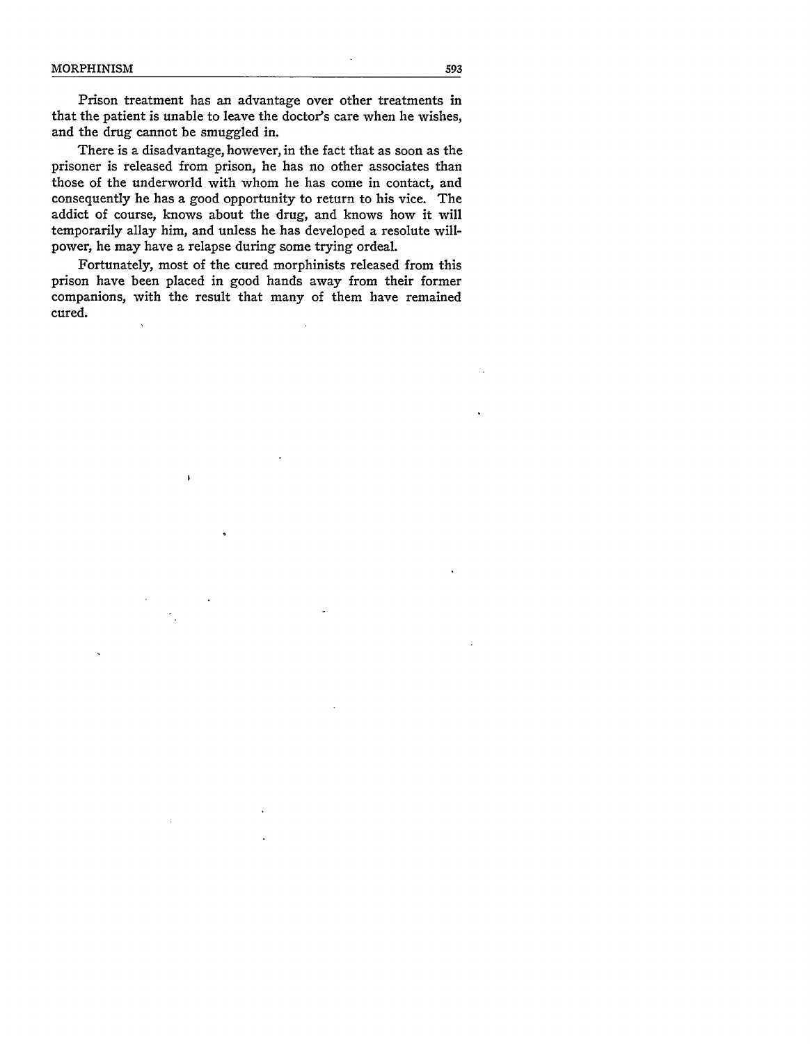Prison treatment has an advantage over other treatments in that the patient is unable to leave the doctor's care when he wishes, and the drug cannot be smuggled in.

There is a disadvantage, however, in the fact that as soon as the prisoner is released from prison, he has no other associates than those of the underworld with whom he has come in contact, and consequently he has a good opportunity to return to his vice. The addict of course, knows about the drug, and knows how it will temporarily allay him, and unless he has developed a resolute will-power, he may have a relapse during some trying ordeal.

Fortunately, most of the cured morphinists released from this prison have been placed in good hands away from their former companions, with the result that many of them have remained cured.